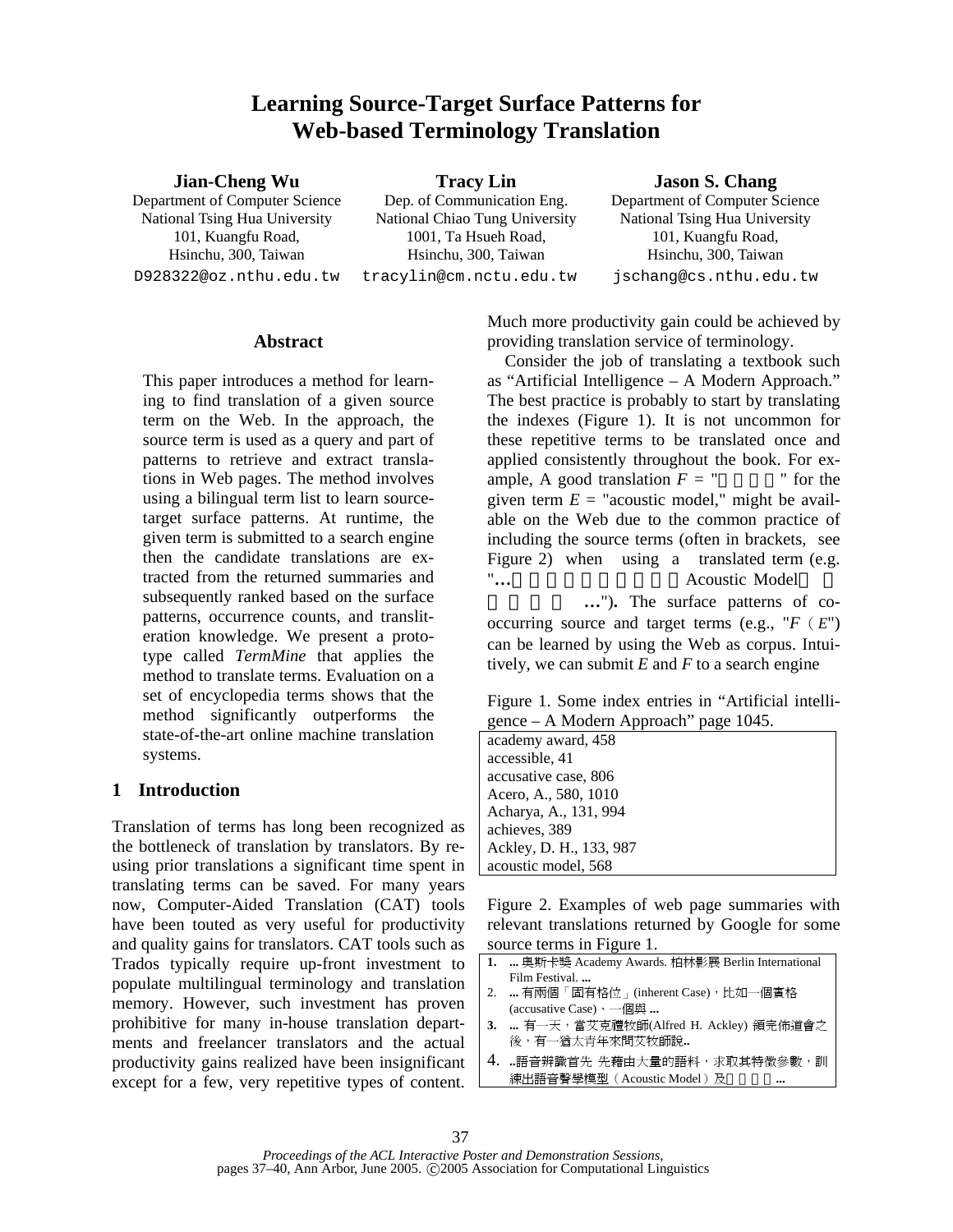# Learning Source-Target Surface Patterns for Web-based Terminology Translation

**Jian-Cheng Wu**
Department of Computer Science
National Tsing Hua University
101, Kuangfu Road,
Hsinchu, 300, Taiwan
D928322@oz.nthu.edu.tw

**Tracy Lin**
Dep. of Communication Eng.
National Chiao Tung University
1001, Ta Hsueh Road,
Hsinchu, 300, Taiwan
tracylin@cm.nctu.edu.tw

**Jason S. Chang**
Department of Computer Science
National Tsing Hua University
101, Kuangfu Road,
Hsinchu, 300, Taiwan
jschang@cs.nthu.edu.tw

## Abstract

This paper introduces a method for learning to find translation of a given source term on the Web. In the approach, the source term is used as a query and part of patterns to retrieve and extract translations in Web pages. The method involves using a bilingual term list to learn source-target surface patterns. At runtime, the given term is submitted to a search engine then the candidate translations are extracted from the returned summaries and subsequently ranked based on the surface patterns, occurrence counts, and transliteration knowledge. We present a prototype called *TermMine* that applies the method to translate terms. Evaluation on a set of encyclopedia terms shows that the method significantly outperforms the state-of-the-art online machine translation systems.

## 1 Introduction

Translation of terms has long been recognized as the bottleneck of translation by translators. By reusing prior translations a significant time spent in translating terms can be saved. For many years now, Computer-Aided Translation (CAT) tools have been touted as very useful for productivity and quality gains for translators. CAT tools such as Trados typically require up-front investment to populate multilingual terminology and translation memory. However, such investment has proven prohibitive for many in-house translation departments and freelancer translators and the actual productivity gains realized have been insignificant except for a few, very repetitive types of content. Much more productivity gain could be achieved by providing translation service of terminology.

Consider the job of translating a textbook such as "Artificial Intelligence – A Modern Approach." The best practice is probably to start by translating the indexes (Figure 1). It is not uncommon for these repetitive terms to be translated once and applied consistently throughout the book. For example, A good translation $F$ = " " for the given term $E$ = "acoustic model," might be available on the Web due to the common practice of including the source terms (often in brackets, see Figure 2) when using a translated term (e.g. "… Acoustic Model …"). The surface patterns of co-occurring source and target terms (e.g., "$F$（$E$") can be learned by using the Web as corpus. Intuitively, we can submit $E$ and $F$ to a search engine

Figure 1. Some index entries in "Artificial intelligence – A Modern Approach" page 1045.

```
academy award, 458
accessible, 41
accusative case, 806
Acero, A., 580, 1010
Acharya, A., 131, 994
achieves, 389
Ackley, D. H., 133, 987
acoustic model, 568
```

Figure 2. Examples of web page summaries with relevant translations returned by Google for some source terms in Figure 1.

1. ... 奧斯卡獎 Academy Awards. 柏林影展 Berlin International Film Festival. ...
2. ... 有兩個「固有格位」(inherent Case)，比如一個賓格 (accusative Case)、一個與 ...
3. ... 有一天，當艾克禮牧師(Alfred H. Ackley) 領完佈道會之後，有一猶太青年來問艾牧師說..
4. ..語音辨識首先 先藉由大量的語料，求取其特徵參數，訓練出語音聲學模型（Acoustic Model）及 ...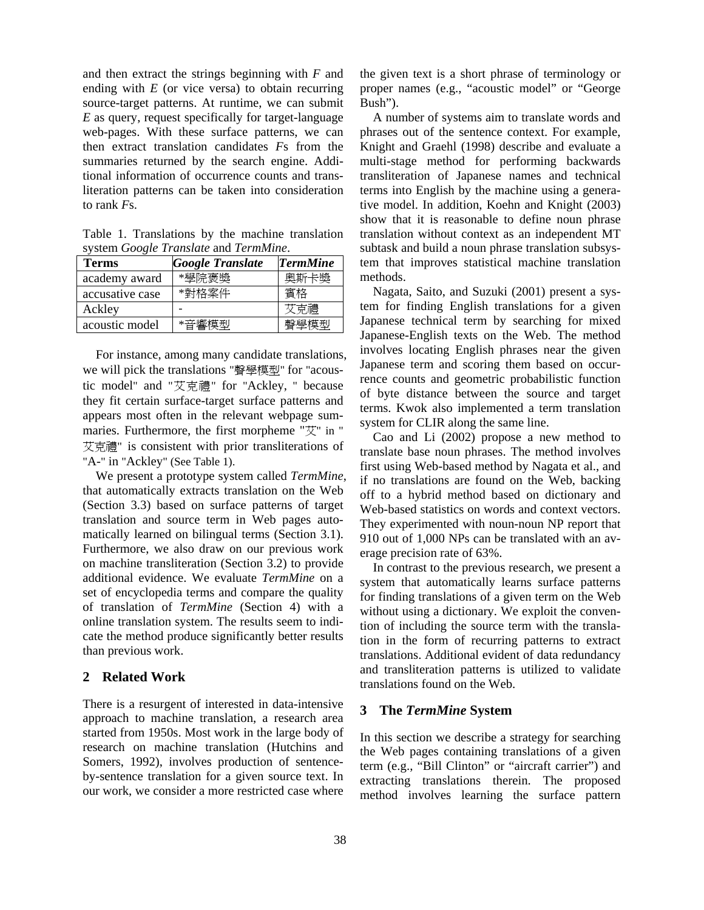and then extract the strings beginning with *F* and ending with *E* (or vice versa) to obtain recurring source-target patterns. At runtime, we can submit *E* as query, request specifically for target-language web-pages. With these surface patterns, we can then extract translation candidates *F*s from the summaries returned by the search engine. Additional information of occurrence counts and transliteration patterns can be taken into consideration to rank *F*s.

Table 1. Translations by the machine translation system *Google Translate* and *TermMine*.

| Terms | *Google Translate* | *TermMine* |
|---|---|---|
| academy award | *學院褒獎 | 奧斯卡獎 |
| accusative case | *對格案件 | 賓格 |
| Ackley | - | 艾克禮 |
| acoustic model | *音響模型 | 聲學模型 |

For instance, among many candidate translations, we will pick the translations "聲學模型" for "acoustic model" and "艾克禮" for "Ackley, " because they fit certain surface-target surface patterns and appears most often in the relevant webpage summaries. Furthermore, the first morpheme "艾" in "艾克禮" is consistent with prior transliterations of "A-" in "Ackley" (See Table 1).

We present a prototype system called *TermMine*, that automatically extracts translation on the Web (Section 3.3) based on surface patterns of target translation and source term in Web pages automatically learned on bilingual terms (Section 3.1). Furthermore, we also draw on our previous work on machine transliteration (Section 3.2) to provide additional evidence. We evaluate *TermMine* on a set of encyclopedia terms and compare the quality of translation of *TermMine* (Section 4) with a online translation system. The results seem to indicate the method produce significantly better results than previous work.

## 2 Related Work

There is a resurgent of interested in data-intensive approach to machine translation, a research area started from 1950s. Most work in the large body of research on machine translation (Hutchins and Somers, 1992), involves production of sentence-by-sentence translation for a given source text. In our work, we consider a more restricted case where the given text is a short phrase of terminology or proper names (e.g., "acoustic model" or "George Bush").

A number of systems aim to translate words and phrases out of the sentence context. For example, Knight and Graehl (1998) describe and evaluate a multi-stage method for performing backwards transliteration of Japanese names and technical terms into English by the machine using a generative model. In addition, Koehn and Knight (2003) show that it is reasonable to define noun phrase translation without context as an independent MT subtask and build a noun phrase translation subsystem that improves statistical machine translation methods.

Nagata, Saito, and Suzuki (2001) present a system for finding English translations for a given Japanese technical term by searching for mixed Japanese-English texts on the Web. The method involves locating English phrases near the given Japanese term and scoring them based on occurrence counts and geometric probabilistic function of byte distance between the source and target terms. Kwok also implemented a term translation system for CLIR along the same line.

Cao and Li (2002) propose a new method to translate base noun phrases. The method involves first using Web-based method by Nagata et al., and if no translations are found on the Web, backing off to a hybrid method based on dictionary and Web-based statistics on words and context vectors. They experimented with noun-noun NP report that 910 out of 1,000 NPs can be translated with an average precision rate of 63%.

In contrast to the previous research, we present a system that automatically learns surface patterns for finding translations of a given term on the Web without using a dictionary. We exploit the convention of including the source term with the translation in the form of recurring patterns to extract translations. Additional evident of data redundancy and transliteration patterns is utilized to validate translations found on the Web.

## 3 The *TermMine* System

In this section we describe a strategy for searching the Web pages containing translations of a given term (e.g., "Bill Clinton" or "aircraft carrier") and extracting translations therein. The proposed method involves learning the surface pattern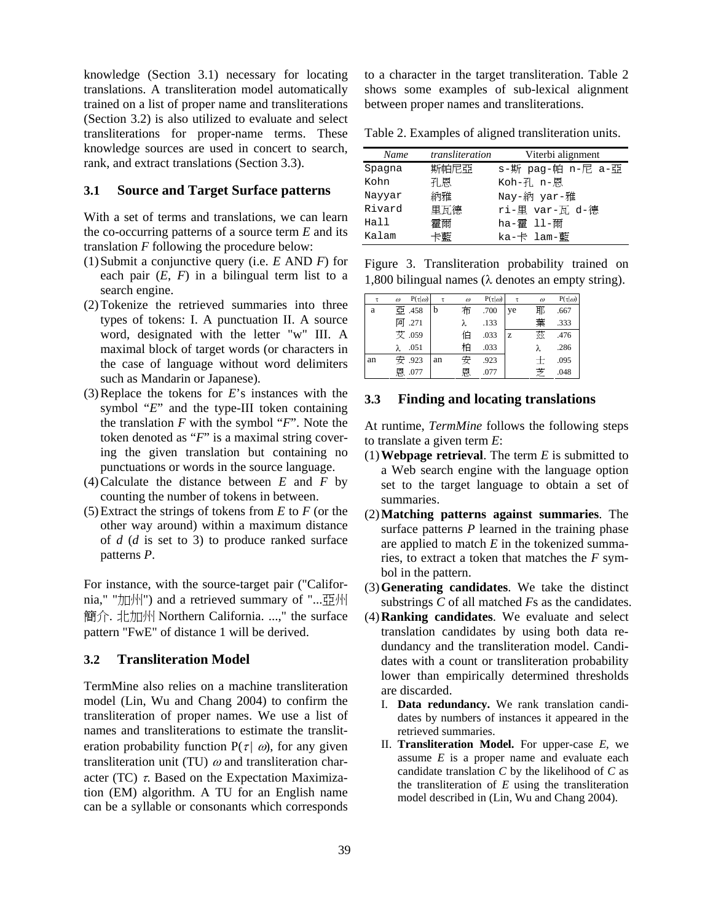knowledge (Section 3.1) necessary for locating translations. A transliteration model automatically trained on a list of proper name and transliterations (Section 3.2) is also utilized to evaluate and select transliterations for proper-name terms. These knowledge sources are used in concert to search, rank, and extract translations (Section 3.3).

### 3.1 Source and Target Surface patterns

With a set of terms and translations, we can learn the co-occurring patterns of a source term *E* and its translation *F* following the procedure below:

1. Submit a conjunctive query (i.e. *E* AND *F*) for each pair (*E*, *F*) in a bilingual term list to a search engine.
2. Tokenize the retrieved summaries into three types of tokens: I. A punctuation II. A source word, designated with the letter "w" III. A maximal block of target words (or characters in the case of language without word delimiters such as Mandarin or Japanese).
3. Replace the tokens for *E*'s instances with the symbol "*E*" and the type-III token containing the translation *F* with the symbol "*F*". Note the token denoted as "*F*" is a maximal string covering the given translation but containing no punctuations or words in the source language.
4. Calculate the distance between *E* and *F* by counting the number of tokens in between.
5. Extract the strings of tokens from *E* to *F* (or the other way around) within a maximum distance of *d* (*d* is set to 3) to produce ranked surface patterns *P*.

For instance, with the source-target pair ("California," "加州") and a retrieved summary of "...亞州簡介. 北加州 Northern California. ...," the surface pattern "FwE" of distance 1 will be derived.

### 3.2 Transliteration Model

TermMine also relies on a machine transliteration model (Lin, Wu and Chang 2004) to confirm the transliteration of proper names. We use a list of names and transliterations to estimate the transliteration probability function P($\tau$ | $\omega$), for any given transliteration unit (TU) $\omega$ and transliteration character (TC) $\tau$. Based on the Expectation Maximization (EM) algorithm. A TU for an English name can be a syllable or consonants which corresponds to a character in the target transliteration. Table 2 shows some examples of sub-lexical alignment between proper names and transliterations.

Table 2. Examples of aligned transliteration units.

| *Name* | *transliteration* | Viterbi alignment |
|---|---|---|
| Spagna | 斯帕尼亞 | s-斯 pag-帕 n-尼 a-亞 |
| Kohn | 孔恩 | Koh-孔 n-恩 |
| Nayyar | 納雅 | Nay-納 yar-雅 |
| Rivard | 里瓦德 | ri-里 var-瓦 d-德 |
| Hall | 霍爾 | ha-霍 ll-爾 |
| Kalam | 卡藍 | ka-卡 lam-藍 |

Figure 3. Transliteration probability trained on 1,800 bilingual names (λ denotes an empty string).

| $\tau$ | $\omega$ | P($\tau$\|$\omega$) | $\tau$ | $\omega$ | P($\tau$\|$\omega$) | $\tau$ | $\omega$ | P($\tau$\|$\omega$) |
|---|---|---|---|---|---|---|---|---|
| a | 亞 | .458 | b | 布 | .700 | ye | 耶 | .667 |
| | 阿 | .271 | | λ | .133 | | 葉 | .333 |
| | 艾 | .059 | | 伯 | .033 | z | 茲 | .476 |
| | λ | .051 | | 柏 | .033 | | λ | .286 |
| an | 安 | .923 | an | 安 | .923 | | 士 | .095 |
| | 恩 | .077 | | 恩 | .077 | | 芝 | .048 |

### 3.3 Finding and locating translations

At runtime, *TermMine* follows the following steps to translate a given term *E*:

1. **Webpage retrieval**. The term *E* is submitted to a Web search engine with the language option set to the target language to obtain a set of summaries.
2. **Matching patterns against summaries**. The surface patterns *P* learned in the training phase are applied to match *E* in the tokenized summaries, to extract a token that matches the *F* symbol in the pattern.
3. **Generating candidates**. We take the distinct substrings *C* of all matched *F*s as the candidates.
4. **Ranking candidates**. We evaluate and select translation candidates by using both data redundancy and the transliteration model. Candidates with a count or transliteration probability lower than empirically determined thresholds are discarded.
   - I. **Data redundancy.** We rank translation candidates by numbers of instances it appeared in the retrieved summaries.
   - II. **Transliteration Model.** For upper-case *E*, we assume *E* is a proper name and evaluate each candidate translation *C* by the likelihood of *C* as the transliteration of *E* using the transliteration model described in (Lin, Wu and Chang 2004).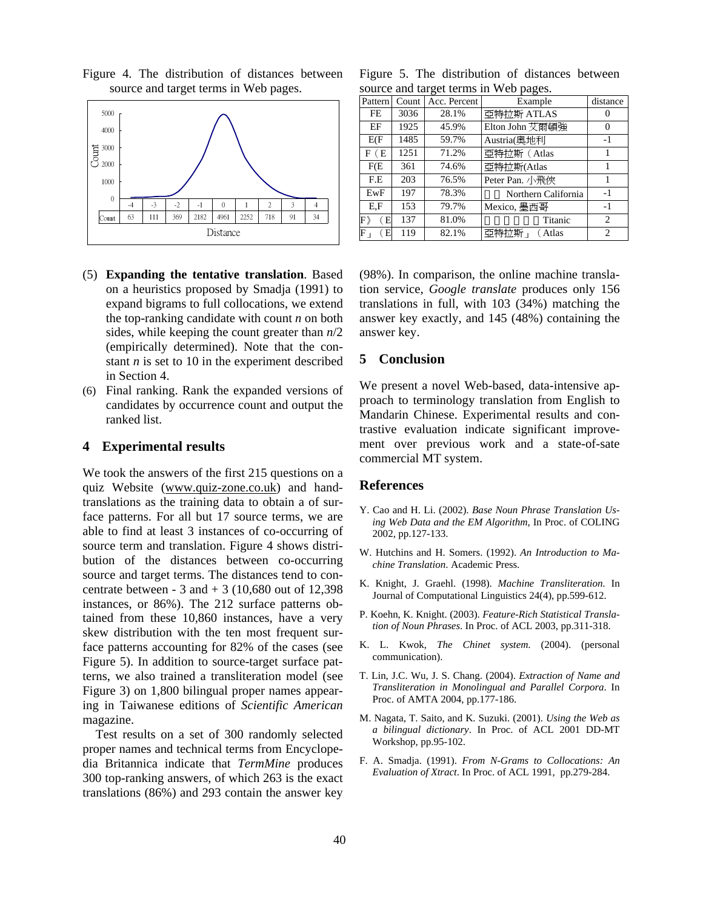Figure 4. The distribution of distances between source and target terms in Web pages.

5000
4000
Count 3000
2000
1000
0

| Count | 63 | 111 | 369 | 2182 | 4961 | 2252 | 718 | 91 | 34 |
|---|---|---|---|---|---|---|---|---|---|
| Distance | -4 | -3 | -2 | -1 | 0 | 1 | 2 | 3 | 4 |

Distance

Figure 5. The distribution of distances between source and target terms in Web pages.

| Pattern | Count | Acc. Percent | Example | distance |
|---|---|---|---|---|
| FE | 3036 | 28.1% | 亞特拉斯 ATLAS | 0 |
| EF | 1925 | 45.9% | Elton John 艾爾頓強 | 0 |
| E(F | 1485 | 59.7% | Austria(奧地利 | -1 |
| F（E | 1251 | 71.2% | 亞特拉斯（Atlas | 1 |
| F(E | 361 | 74.6% | 亞特拉斯(Atlas | 1 |
| F.E | 203 | 76.5% | Peter Pan. 小飛俠 | 1 |
| EwF | 197 | 78.3% | Northern California | -1 |
| E,F | 153 | 79.7% | Mexico, 墨西哥 | -1 |
| F》（E | 137 | 81.0% | Titanic | 2 |
| F」（E | 119 | 82.1% | 亞特拉斯」（Atlas | 2 |

(5) **Expanding the tentative translation**. Based on a heuristics proposed by Smadja (1991) to expand bigrams to full collocations, we extend the top-ranking candidate with count *n* on both sides, while keeping the count greater than *n*/2 (empirically determined). Note that the constant *n* is set to 10 in the experiment described in Section 4.

(6) Final ranking. Rank the expanded versions of candidates by occurrence count and output the ranked list.

## 4 Experimental results

We took the answers of the first 215 questions on a quiz Website (www.quiz-zone.co.uk) and hand-translations as the training data to obtain a of surface patterns. For all but 17 source terms, we are able to find at least 3 instances of co-occurring of source term and translation. Figure 4 shows distribution of the distances between co-occurring source and target terms. The distances tend to concentrate between - 3 and + 3 (10,680 out of 12,398 instances, or 86%). The 212 surface patterns obtained from these 10,860 instances, have a very skew distribution with the ten most frequent surface patterns accounting for 82% of the cases (see Figure 5). In addition to source-target surface patterns, we also trained a transliteration model (see Figure 3) on 1,800 bilingual proper names appearing in Taiwanese editions of *Scientific American* magazine.

Test results on a set of 300 randomly selected proper names and technical terms from Encyclopedia Britannica indicate that *TermMine* produces 300 top-ranking answers, of which 263 is the exact translations (86%) and 293 contain the answer key (98%). In comparison, the online machine translation service, *Google translate* produces only 156 translations in full, with 103 (34%) matching the answer key exactly, and 145 (48%) containing the answer key.

## 5 Conclusion

We present a novel Web-based, data-intensive approach to terminology translation from English to Mandarin Chinese. Experimental results and contrastive evaluation indicate significant improvement over previous work and a state-of-sate commercial MT system.

## References

Y. Cao and H. Li. (2002). *Base Noun Phrase Translation Using Web Data and the EM Algorithm*, In Proc. of COLING 2002, pp.127-133.

W. Hutchins and H. Somers. (1992). *An Introduction to Machine Translation*. Academic Press.

K. Knight, J. Graehl. (1998). *Machine Transliteration*. In Journal of Computational Linguistics 24(4), pp.599-612.

P. Koehn, K. Knight. (2003). *Feature-Rich Statistical Translation of Noun Phrases*. In Proc. of ACL 2003, pp.311-318.

K. L. Kwok, *The Chinet system*. (2004). (personal communication).

T. Lin, J.C. Wu, J. S. Chang. (2004). *Extraction of Name and Transliteration in Monolingual and Parallel Corpora*. In Proc. of AMTA 2004, pp.177-186.

M. Nagata, T. Saito, and K. Suzuki. (2001). *Using the Web as a bilingual dictionary*. In Proc. of ACL 2001 DD-MT Workshop, pp.95-102.

F. A. Smadja. (1991). *From N-Grams to Collocations: An Evaluation of Xtract*. In Proc. of ACL 1991, pp.279-284.